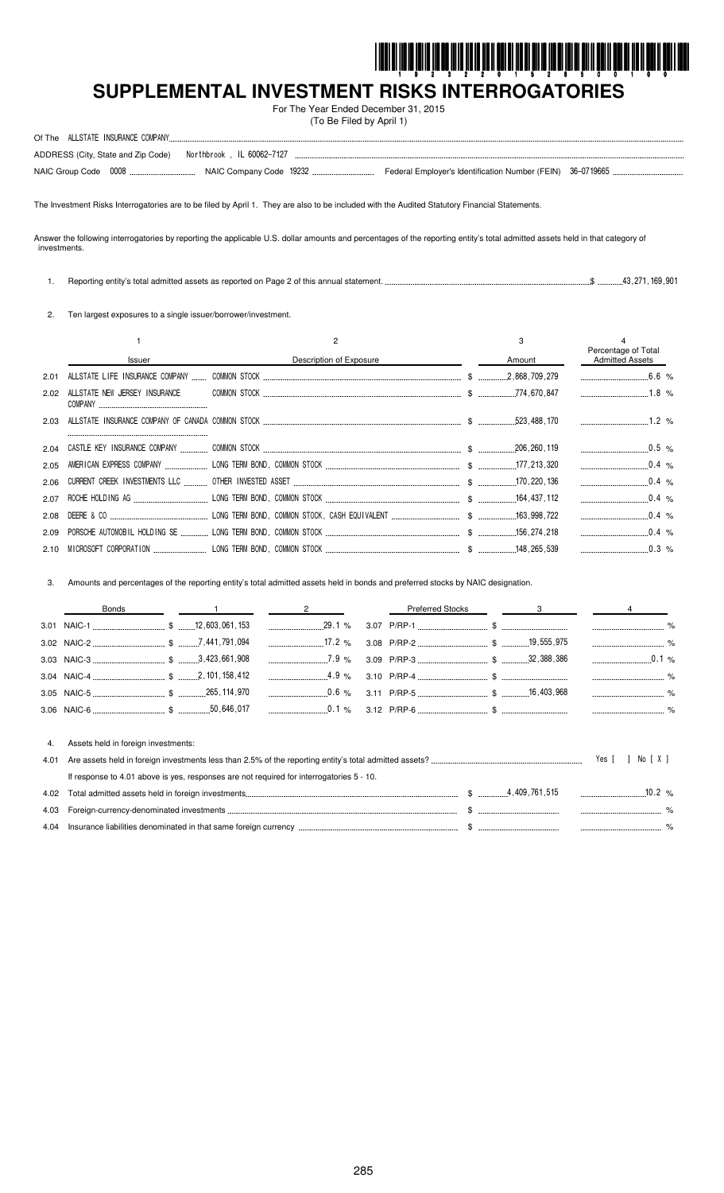# SUPPLEMENTAL INVESTMENT RISKS INTERROGATORIES

For The Year Ended December 31, 2015
(To Be Filed by April 1)

Of The ALLSTATE INSURANCE COMPANY

ADDRESS (City, State and Zip Code) Northbrook , IL 60062-7127

NAIC Group Code 0008 NAIC Company Code 19232 Federal Employer's Identification Number (FEIN) 36-0719665

The Investment Risks Interrogatories are to be filed by April 1. They are also to be included with the Audited Statutory Financial Statements.

Answer the following interrogatories by reporting the applicable U.S. dollar amounts and percentages of the reporting entity's total admitted assets held in that category of investments.

1. Reporting entity's total admitted assets as reported on Page 2 of this annual statement. $ 43,271,169,901

2. Ten largest exposures to a single issuer/borrower/investment.

| | 1 | 2 | 3 | 4 |
|---|---|---|---|---|
| | Issuer | Description of Exposure | Amount | Percentage of Total Admitted Assets |
| 2.01 | ALLSTATE LIFE INSURANCE COMPANY | COMMON STOCK | $ 2,868,709,279 | 6.6 % |
| 2.02 | ALLSTATE NEW JERSEY INSURANCE COMPANY | COMMON STOCK | $ 774,670,847 | 1.8 % |
| 2.03 | ALLSTATE INSURANCE COMPANY OF CANADA | COMMON STOCK | $ 523,488,170 | 1.2 % |
| 2.04 | CASTLE KEY INSURANCE COMPANY | COMMON STOCK | $ 206,260,119 | 0.5 % |
| 2.05 | AMERICAN EXPRESS COMPANY | LONG TERM BOND, COMMON STOCK | $ 177,213,320 | 0.4 % |
| 2.06 | CURRENT CREEK INVESTMENTS LLC | OTHER INVESTED ASSET | $ 170,220,136 | 0.4 % |
| 2.07 | ROCHE HOLDING AG | LONG TERM BOND, COMMON STOCK | $ 164,437,112 | 0.4 % |
| 2.08 | DEERE & CO | LONG TERM BOND, COMMON STOCK, CASH EQUIVALENT | $ 163,998,722 | 0.4 % |
| 2.09 | PORSCHE AUTOMOBIL HOLDING SE | LONG TERM BOND, COMMON STOCK | $ 156,274,218 | 0.4 % |
| 2.10 | MICROSOFT CORPORATION | LONG TERM BOND, COMMON STOCK | $ 148,265,539 | 0.3 % |

3. Amounts and percentages of the reporting entity's total admitted assets held in bonds and preferred stocks by NAIC designation.

| Bonds | 1 | 2 | Preferred Stocks | 3 | 4 |
|---|---|---|---|---|---|
| 3.01 NAIC-1 | $ 12,603,061,153 | 29.1 % | 3.07 P/RP-1 | $ | % |
| 3.02 NAIC-2 | $ 7,441,791,094 | 17.2 % | 3.08 P/RP-2 | $ 19,555,975 | % |
| 3.03 NAIC-3 | $ 3,423,661,908 | 7.9 % | 3.09 P/RP-3 | $ 32,388,386 | 0.1 % |
| 3.04 NAIC-4 | $ 2,101,158,412 | 4.9 % | 3.10 P/RP-4 | $ | % |
| 3.05 NAIC-5 | $ 265,114,970 | 0.6 % | 3.11 P/RP-5 | $ 16,403,968 | % |
| 3.06 NAIC-6 | $ 50,646,017 | 0.1 % | 3.12 P/RP-6 | $ | % |

4. Assets held in foreign investments:

4.01 Are assets held in foreign investments less than 2.5% of the reporting entity's total admitted assets? Yes [ ] No [ X ]

If response to 4.01 above is yes, responses are not required for interrogatories 5 - 10.

| | | | |
|---|---|---|---|
| 4.02 | Total admitted assets held in foreign investments | $ 4,409,761,515 | 10.2 % |
| 4.03 | Foreign-currency-denominated investments | $ | % |
| 4.04 | Insurance liabilities denominated in that same foreign currency | $ | % |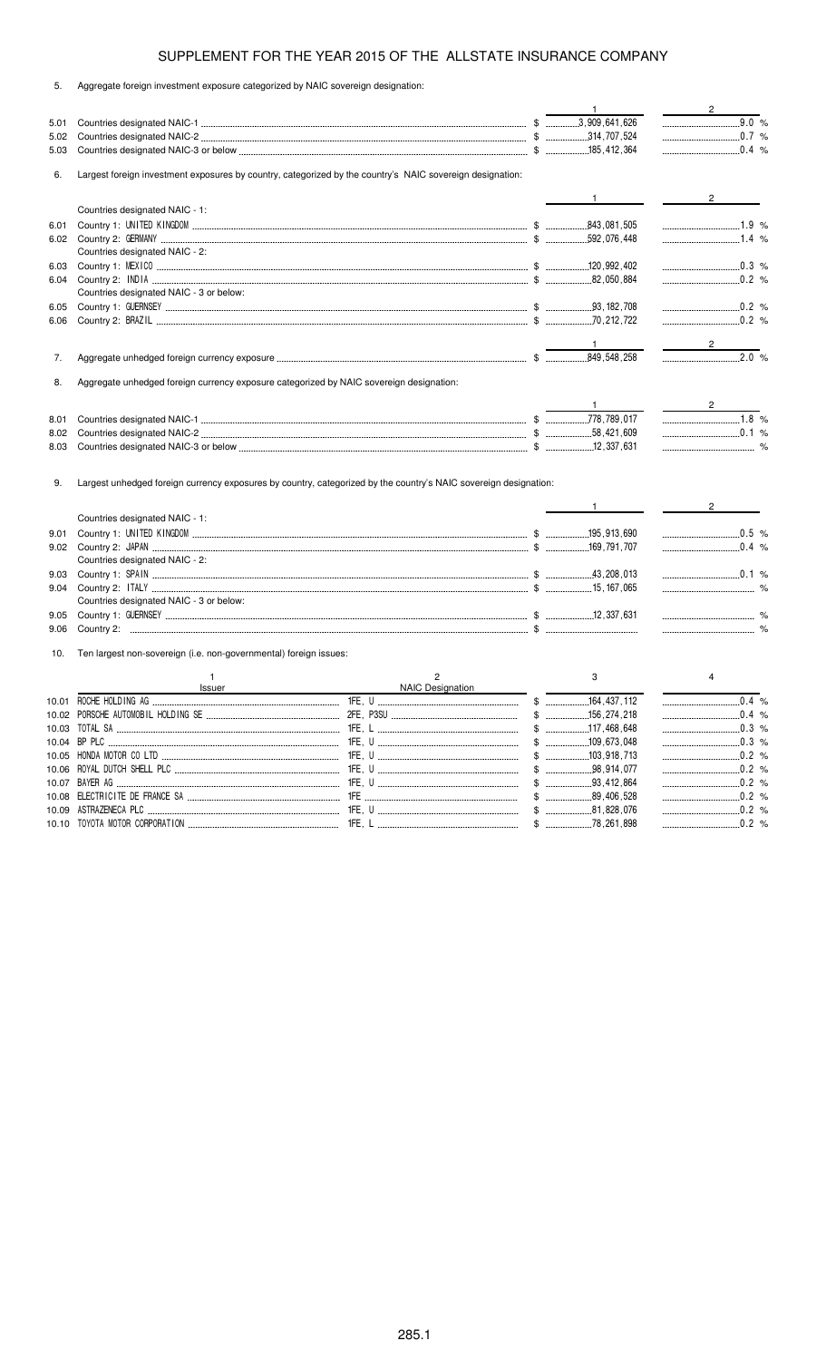# SUPPLEMENT FOR THE YEAR 2015 OF THE ALLSTATE INSURANCE COMPANY

5. Aggregate foreign investment exposure categorized by NAIC sovereign designation:

| | | 1 | 2 |
|---|---|---|---|
| 5.01 | Countries designated NAIC-1 | $ 3,909,641,626 | 9.0 % |
| 5.02 | Countries designated NAIC-2 | $ 314,707,524 | 0.7 % |
| 5.03 | Countries designated NAIC-3 or below | $ 185,412,364 | 0.4 % |

6. Largest foreign investment exposures by country, categorized by the country's NAIC sovereign designation:

| | | 1 | 2 |
|---|---|---|---|
| | Countries designated NAIC - 1: | | |
| 6.01 | Country 1: UNITED KINGDOM | $ 843,081,505 | 1.9 % |
| 6.02 | Country 2: GERMANY | $ 592,076,448 | 1.4 % |
| | Countries designated NAIC - 2: | | |
| 6.03 | Country 1: MEXICO | $ 120,992,402 | 0.3 % |
| 6.04 | Country 2: INDIA | $ 82,050,884 | 0.2 % |
| | Countries designated NAIC - 3 or below: | | |
| 6.05 | Country 1: GUERNSEY | $ 93,182,708 | 0.2 % |
| 6.06 | Country 2: BRAZIL | $ 70,212,722 | 0.2 % |

| | | 1 | 2 |
|---|---|---|---|
| 7. | Aggregate unhedged foreign currency exposure | $ 849,548,258 | 2.0 % |

8. Aggregate unhedged foreign currency exposure categorized by NAIC sovereign designation:

| | | 1 | 2 |
|---|---|---|---|
| 8.01 | Countries designated NAIC-1 | $ 778,789,017 | 1.8 % |
| 8.02 | Countries designated NAIC-2 | $ 58,421,609 | 0.1 % |
| 8.03 | Countries designated NAIC-3 or below | $ 12,337,631 | % |

9. Largest unhedged foreign currency exposures by country, categorized by the country's NAIC sovereign designation:

| | | 1 | 2 |
|---|---|---|---|
| | Countries designated NAIC - 1: | | |
| 9.01 | Country 1: UNITED KINGDOM | $ 195,913,690 | 0.5 % |
| 9.02 | Country 2: JAPAN | $ 169,791,707 | 0.4 % |
| | Countries designated NAIC - 2: | | |
| 9.03 | Country 1: SPAIN | $ 43,208,013 | 0.1 % |
| 9.04 | Country 2: ITALY | $ 15,167,065 | % |
| | Countries designated NAIC - 3 or below: | | |
| 9.05 | Country 1: GUERNSEY | $ 12,337,631 | % |
| 9.06 | Country 2: | $ | % |

10. Ten largest non-sovereign (i.e. non-governmental) foreign issues:

| | 1<br>Issuer | 2<br>NAIC Designation | 3 | 4 |
|---|---|---|---|---|
| 10.01 | ROCHE HOLDING AG | 1FE, U | $ 164,437,112 | 0.4 % |
| 10.02 | PORSCHE AUTOMOBIL HOLDING SE | 2FE, P3SU | $ 156,274,218 | 0.4 % |
| 10.03 | TOTAL SA | 1FE, L | $ 117,468,648 | 0.3 % |
| 10.04 | BP PLC | 1FE, U | $ 109,673,048 | 0.3 % |
| 10.05 | HONDA MOTOR CO LTD | 1FE, U | $ 103,918,713 | 0.2 % |
| 10.06 | ROYAL DUTCH SHELL PLC | 1FE, U | $ 98,914,077 | 0.2 % |
| 10.07 | BAYER AG | 1FE, U | $ 93,412,864 | 0.2 % |
| 10.08 | ELECTRICITE DE FRANCE SA | 1FE | $ 89,406,528 | 0.2 % |
| 10.09 | ASTRAZENECA PLC | 1FE, U | $ 81,828,076 | 0.2 % |
| 10.10 | TOYOTA MOTOR CORPORATION | 1FE, L | $ 78,261,898 | 0.2 % |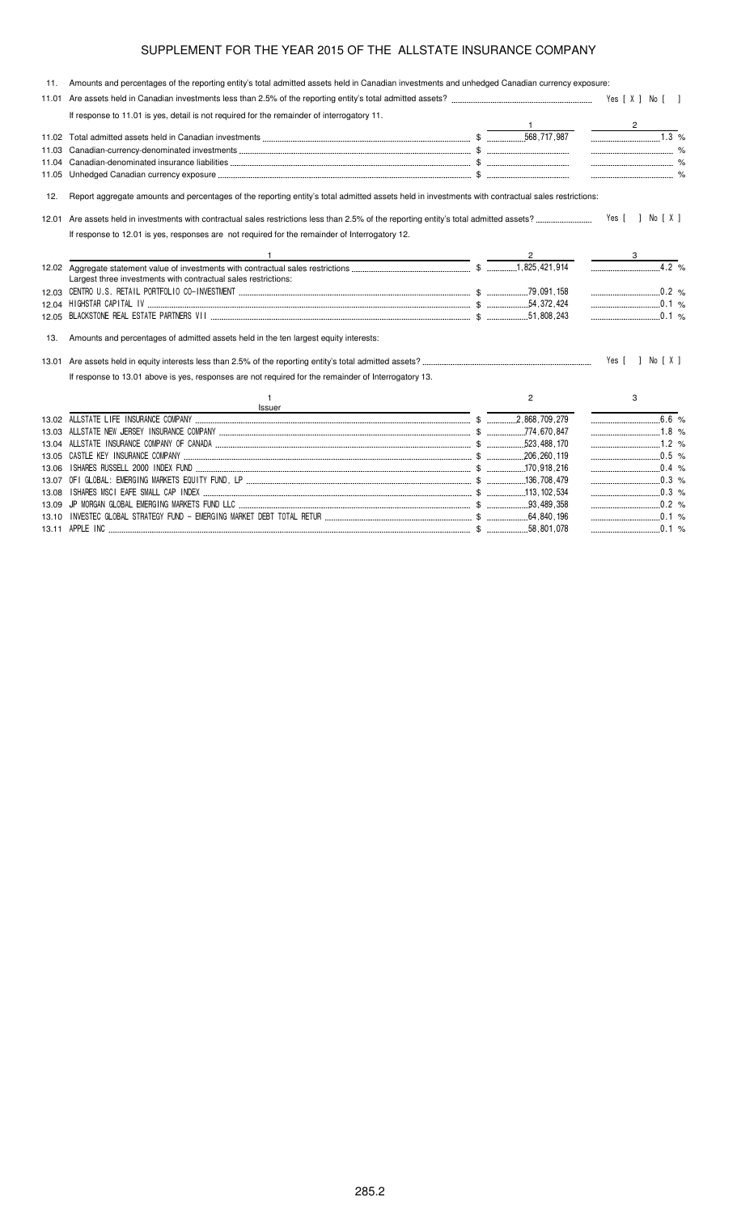# SUPPLEMENT FOR THE YEAR 2015 OF THE ALLSTATE INSURANCE COMPANY

11. Amounts and percentages of the reporting entity's total admitted assets held in Canadian investments and unhedged Canadian currency exposure:

11.01 Are assets held in Canadian investments less than 2.5% of the reporting entity's total admitted assets? Yes [ X ] No [ ]

If response to 11.01 is yes, detail is not required for the remainder of interrogatory 11.

| | | 1 | 2 |
|---|---|---|---|
| 11.02 | Total admitted assets held in Canadian investments | $ 568,717,987 | 1.3 % |
| 11.03 | Canadian-currency-denominated investments | $ | % |
| 11.04 | Canadian-denominated insurance liabilities | $ | % |
| 11.05 | Unhedged Canadian currency exposure | $ | % |

12. Report aggregate amounts and percentages of the reporting entity's total admitted assets held in investments with contractual sales restrictions:

12.01 Are assets held in investments with contractual sales restrictions less than 2.5% of the reporting entity's total admitted assets? Yes [ ] No [ X ]

If response to 12.01 is yes, responses are not required for the remainder of Interrogatory 12.

| | 1 | 2 | 3 |
|---|---|---|---|
| 12.02 | Aggregate statement value of investments with contractual sales restrictions | $ 1,825,421,914 | 4.2 % |
| | Largest three investments with contractual sales restrictions: | | |
| 12.03 | CENTRO U.S. RETAIL PORTFOLIO CO-INVESTMENT | $ 79,091,158 | 0.2 % |
| 12.04 | HIGHSTAR CAPITAL IV | $ 54,372,424 | 0.1 % |
| 12.05 | BLACKSTONE REAL ESTATE PARTNERS VII | $ 51,808,243 | 0.1 % |

13. Amounts and percentages of admitted assets held in the ten largest equity interests:

13.01 Are assets held in equity interests less than 2.5% of the reporting entity's total admitted assets? Yes [ ] No [ X ]

If response to 13.01 above is yes, responses are not required for the remainder of Interrogatory 13.

| | 1<br>Issuer | 2 | 3 |
|---|---|---|---|
| 13.02 | ALLSTATE LIFE INSURANCE COMPANY | $ 2,868,709,279 | 6.6 % |
| 13.03 | ALLSTATE NEW JERSEY INSURANCE COMPANY | $ 774,670,847 | 1.8 % |
| 13.04 | ALLSTATE INSURANCE COMPANY OF CANADA | $ 523,488,170 | 1.2 % |
| 13.05 | CASTLE KEY INSURANCE COMPANY | $ 206,260,119 | 0.5 % |
| 13.06 | ISHARES RUSSELL 2000 INDEX FUND | $ 170,918,216 | 0.4 % |
| 13.07 | OFI GLOBAL: EMERGING MARKETS EQUITY FUND, LP | $ 136,708,479 | 0.3 % |
| 13.08 | ISHARES MSCI EAFE SMALL CAP INDEX | $ 113,102,534 | 0.3 % |
| 13.09 | JP MORGAN GLOBAL EMERGING MARKETS FUND LLC | $ 93,489,358 | 0.2 % |
| 13.10 | INVESTEC GLOBAL STRATEGY FUND - EMERGING MARKET DEBT TOTAL RETUR | $ 64,840,196 | 0.1 % |
| 13.11 | APPLE INC | $ 58,801,078 | 0.1 % |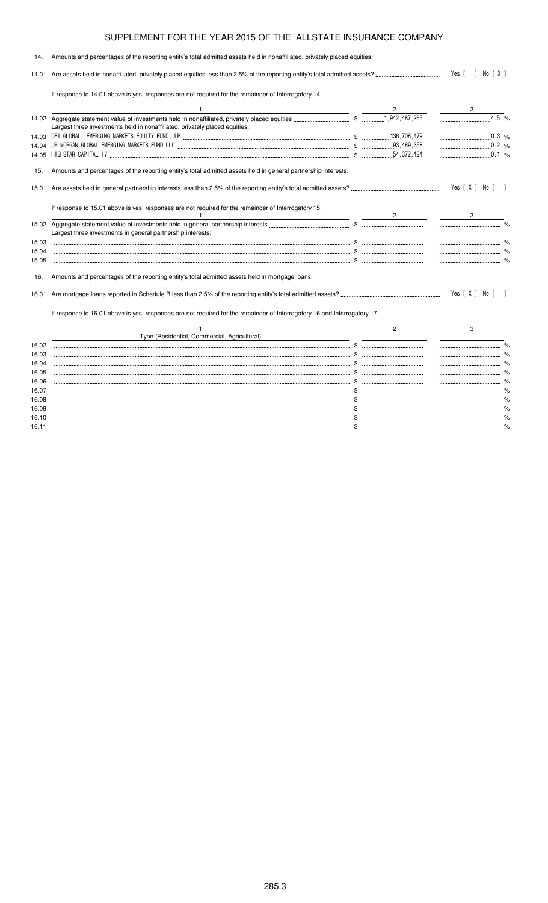# SUPPLEMENT FOR THE YEAR 2015 OF THE ALLSTATE INSURANCE COMPANY

14. Amounts and percentages of the reporting entity's total admitted assets held in nonaffiliated, privately placed equities:

14.01 Are assets held in nonaffiliated, privately placed equities less than 2.5% of the reporting entity's total admitted assets? Yes [ ] No [ X ]

If response to 14.01 above is yes, responses are not required for the remainder of Interrogatory 14.

| | 1 | 2 | 3 |
|---|---|---|---|
| 14.02 | Aggregate statement value of investments held in nonaffiliated, privately placed equities | $ 1,942,487,265 | 4.5 % |
| | Largest three investments held in nonaffiliated, privately placed equities: | | |
| 14.03 | OFI GLOBAL: EMERGING MARKETS EQUITY FUND, LP | $ 136,708,479 | 0.3 % |
| 14.04 | JP MORGAN GLOBAL EMERGING MARKETS FUND LLC | $ 93,489,358 | 0.2 % |
| 14.05 | HIGHSTAR CAPITAL IV | $ 54,372,424 | 0.1 % |

15. Amounts and percentages of the reporting entity's total admitted assets held in general partnership interests:

15.01 Are assets held in general partnership interests less than 2.5% of the reporting entity's total admitted assets? Yes [ X ] No [ ]

If response to 15.01 above is yes, responses are not required for the remainder of Interrogatory 15.

| | 1 | 2 | 3 |
|---|---|---|---|
| 15.02 | Aggregate statement value of investments held in general partnership interests | $ | % |
| | Largest three investments in general partnership interests: | | |
| 15.03 | | $ | % |
| 15.04 | | $ | % |
| 15.05 | | $ | % |

16. Amounts and percentages of the reporting entity's total admitted assets held in mortgage loans:

16.01 Are mortgage loans reported in Schedule B less than 2.5% of the reporting entity's total admitted assets? Yes [ X ] No [ ]

If response to 16.01 above is yes, responses are not required for the remainder of Interrogatory 16 and Interrogatory 17.

| | 1<br>Type (Residential, Commercial, Agricultural) | 2 | 3 |
|---|---|---|---|
| 16.02 | | $ | % |
| 16.03 | | $ | % |
| 16.04 | | $ | % |
| 16.05 | | $ | % |
| 16.06 | | $ | % |
| 16.07 | | $ | % |
| 16.08 | | $ | % |
| 16.09 | | $ | % |
| 16.10 | | $ | % |
| 16.11 | | $ | % |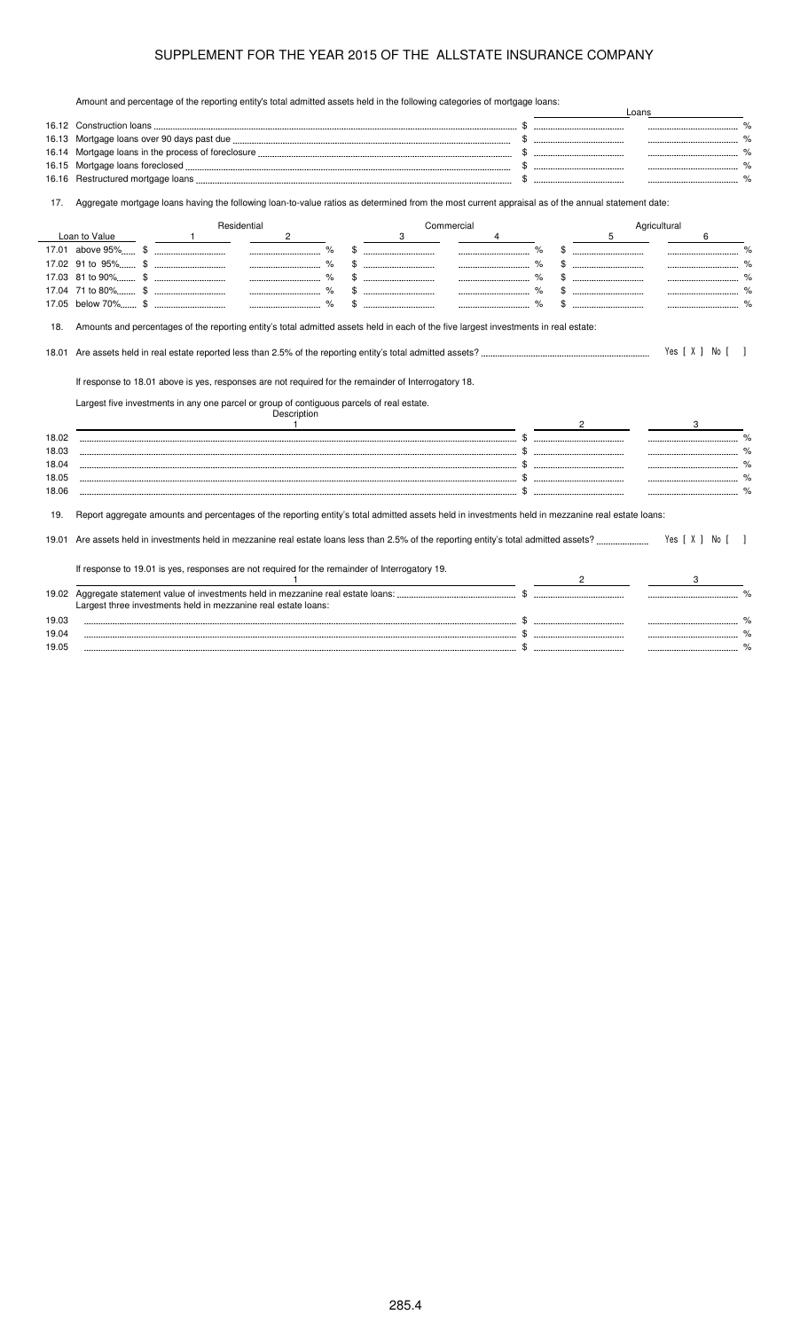# SUPPLEMENT FOR THE YEAR 2015 OF THE ALLSTATE INSURANCE COMPANY

Amount and percentage of the reporting entity's total admitted assets held in the following categories of mortgage loans:

| | Loans | |
|---|---|---|
| 16.12 Construction loans | $ | % |
| 16.13 Mortgage loans over 90 days past due | $ | % |
| 16.14 Mortgage loans in the process of foreclosure | $ | % |
| 16.15 Mortgage loans foreclosed | $ | % |
| 16.16 Restructured mortgage loans | $ | % |

17. Aggregate mortgage loans having the following loan-to-value ratios as determined from the most current appraisal as of the annual statement date:

| | Residential | | Commercial | | Agricultural | |
|---|---|---|---|---|---|---|
| Loan to Value | 1 | 2 | 3 | 4 | 5 | 6 |
| 17.01 above 95% | $ | % | $ | % | $ | % |
| 17.02 91 to 95% | $ | % | $ | % | $ | % |
| 17.03 81 to 90% | $ | % | $ | % | $ | % |
| 17.04 71 to 80% | $ | % | $ | % | $ | % |
| 17.05 below 70% | $ | % | $ | % | $ | % |

18. Amounts and percentages of the reporting entity's total admitted assets held in each of the five largest investments in real estate:

18.01 Are assets held in real estate reported less than 2.5% of the reporting entity's total admitted assets? Yes [ X ] No [ ]

If response to 18.01 above is yes, responses are not required for the remainder of Interrogatory 18.

Largest five investments in any one parcel or group of contiguous parcels of real estate.

| | Description 1 | 2 | 3 |
|---|---|---|---|
| 18.02 | | $ | % |
| 18.03 | | $ | % |
| 18.04 | | $ | % |
| 18.05 | | $ | % |
| 18.06 | | $ | % |

19. Report aggregate amounts and percentages of the reporting entity's total admitted assets held in investments held in mezzanine real estate loans:

19.01 Are assets held in investments held in mezzanine real estate loans less than 2.5% of the reporting entity's total admitted assets? Yes [ X ] No [ ]

If response to 19.01 is yes, responses are not required for the remainder of Interrogatory 19.

| | 1 | 2 | 3 |
|---|---|---|---|
| 19.02 | Aggregate statement value of investments held in mezzanine real estate loans: | $ | % |
| | Largest three investments held in mezzanine real estate loans: | | |
| 19.03 | | $ | % |
| 19.04 | | $ | % |
| 19.05 | | $ | % |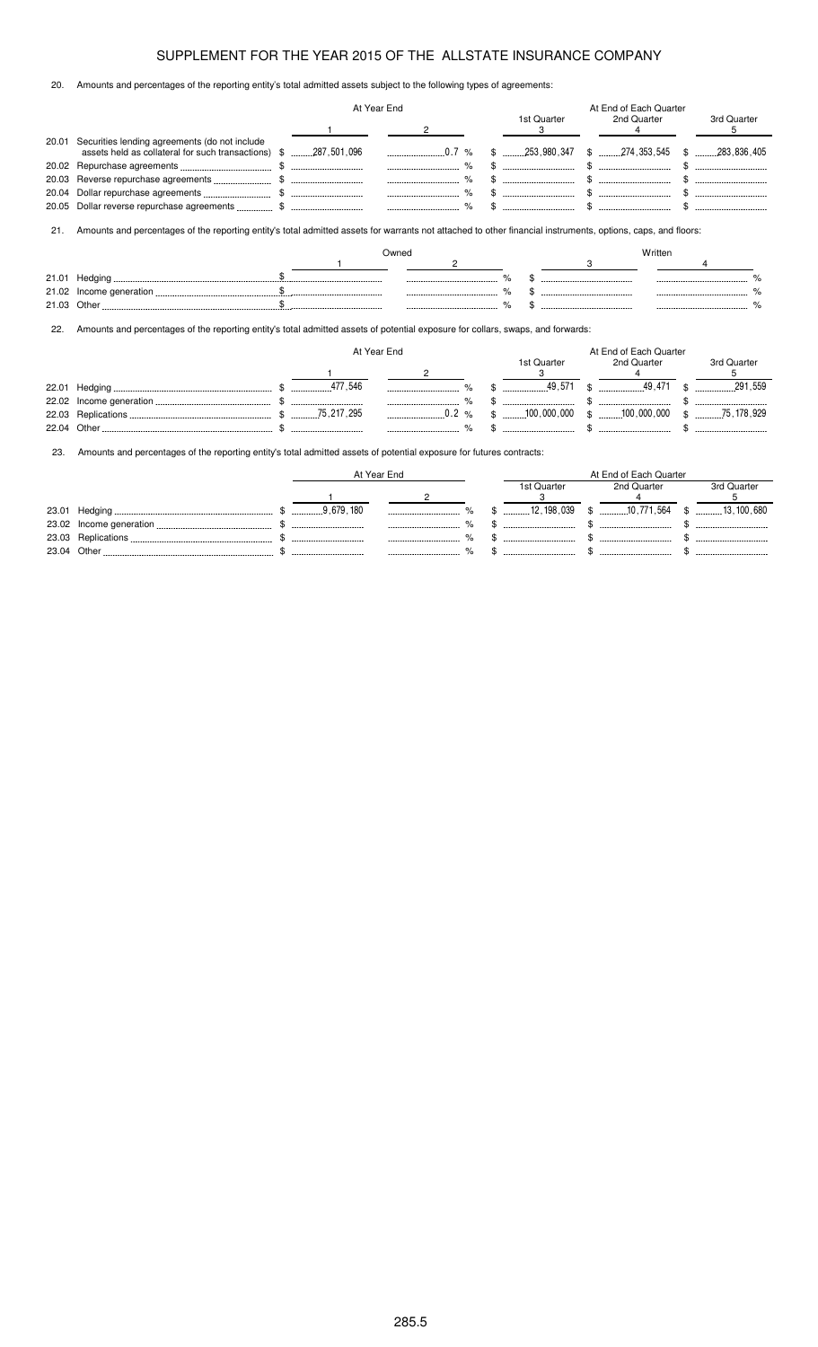# SUPPLEMENT FOR THE YEAR 2015 OF THE ALLSTATE INSURANCE COMPANY

20. Amounts and percentages of the reporting entity's total admitted assets subject to the following types of agreements:

| | At Year End | | At End of Each Quarter | | |
|---|---|---|---|---|---|
| | | | 1st Quarter | 2nd Quarter | 3rd Quarter |
| | 1 | 2 | 3 | 4 | 5 |
| 20.01 Securities lending agreements (do not include assets held as collateral for such transactions) | $ 287,501,096 | 0.7 % | $ 253,980,347 | $ 274,353,545 | $ 283,836,405 |
| 20.02 Repurchase agreements | $ | % | $ | $ | $ |
| 20.03 Reverse repurchase agreements | $ | % | $ | $ | $ |
| 20.04 Dollar repurchase agreements | $ | % | $ | $ | $ |
| 20.05 Dollar reverse repurchase agreements | $ | % | $ | $ | $ |

21. Amounts and percentages of the reporting entity's total admitted assets for warrants not attached to other financial instruments, options, caps, and floors:

| | Owned | | Written | |
|---|---|---|---|---|
| | 1 | 2 | 3 | 4 |
| 21.01 Hedging | $ | % | $ | % |
| 21.02 Income generation | $ | % | $ | % |
| 21.03 Other | $ | % | $ | % |

22. Amounts and percentages of the reporting entity's total admitted assets of potential exposure for collars, swaps, and forwards:

| | At Year End | | At End of Each Quarter | | |
|---|---|---|---|---|---|
| | | | 1st Quarter | 2nd Quarter | 3rd Quarter |
| | 1 | 2 | 3 | 4 | 5 |
| 22.01 Hedging | $ 477,546 | % | $ 49,571 | $ 49,471 | $ 291,559 |
| 22.02 Income generation | $ | % | $ | $ | $ |
| 22.03 Replications | $ 75,217,295 | 0.2 % | $ 100,000,000 | $ 100,000,000 | $ 75,178,929 |
| 22.04 Other | $ | % | $ | $ | $ |

23. Amounts and percentages of the reporting entity's total admitted assets of potential exposure for futures contracts:

| | At Year End | | At End of Each Quarter | | |
|---|---|---|---|---|---|
| | | | 1st Quarter | 2nd Quarter | 3rd Quarter |
| | 1 | 2 | 3 | 4 | 5 |
| 23.01 Hedging | $ 9,679,180 | % | $ 12,198,039 | $ 10,771,564 | $ 13,100,680 |
| 23.02 Income generation | $ | % | $ | $ | $ |
| 23.03 Replications | $ | % | $ | $ | $ |
| 23.04 Other | $ | % | $ | $ | $ |